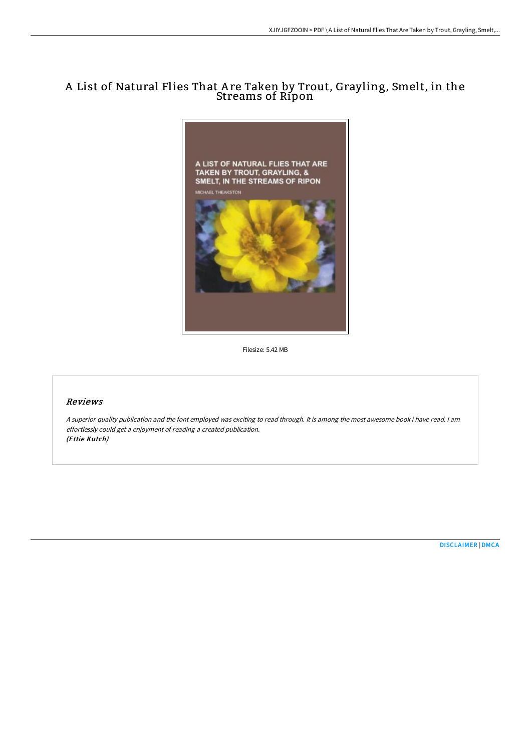# A List of Natural Flies That Are Taken by Trout, Grayling, Smelt, in the Streams of Ripon

Filesize: 5.42 MB

## Reviews

*A superior quality publication and the font employed was exciting to read through. It is among the most awesome book i have read. I am effortlessly could get a enjoyment of reading a created publication.*
***(Ettie Kutch)***

[DISCLAIMER](#) | [DMCA](#)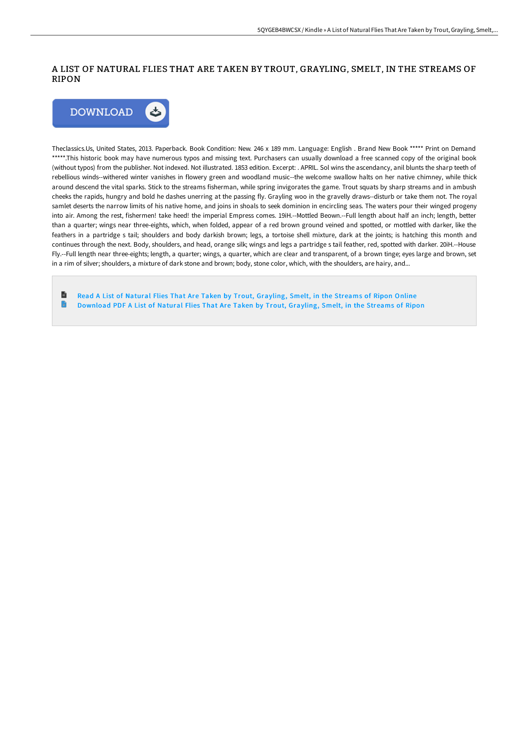# A LIST OF NATURAL FLIES THAT ARE TAKEN BY TROUT, GRAYLING, SMELT, IN THE STREAMS OF RIPON

DOWNLOAD

Theclassics.Us, United States, 2013. Paperback. Book Condition: New. 246 x 189 mm. Language: English . Brand New Book ***** Print on Demand *****.This historic book may have numerous typos and missing text. Purchasers can usually download a free scanned copy of the original book (without typos) from the publisher. Not indexed. Not illustrated. 1853 edition. Excerpt: . APRIL. Sol wins the ascendancy, anil blunts the sharp teeth of rebellious winds--withered winter vanishes in flowery green and woodland music--the welcome swallow halts on her native chimney, while thick around descend the vital sparks. Stick to the streams fisherman, while spring invigorates the game. Trout squats by sharp streams and in ambush cheeks the rapids, hungry and bold he dashes unerring at the passing fly. Grayling woo in the gravelly draws--disturb or take them not. The royal samlet deserts the narrow limits of his native home, and joins in shoals to seek dominion in encircling seas. The waters pour their winged progeny into air. Among the rest, fishermen! take heed! the imperial Empress comes. 19iH.--Mottled Beown.--Full length about half an inch; length, better than a quarter; wings near three-eights, which, when folded, appear of a red brown ground veined and spotted, or mottled with darker, like the feathers in a partridge s tail; shoulders and body darkish brown; legs, a tortoise shell mixture, dark at the joints; is hatching this month and continues through the next. Body, shoulders, and head, orange silk; wings and legs a partridge s tail feather, red, spotted with darker. 20iH.--House Fly.--Full length near three-eights; length, a quarter; wings, a quarter, which are clear and transparent, of a brown tinge; eyes large and brown, set in a rim of silver; shoulders, a mixture of dark stone and brown; body, stone color, which, with the shoulders, are hairy, and...

Read A List of Natural Flies That Are Taken by Trout, Grayling, Smelt, in the Streams of Ripon Online
Download PDF A List of Natural Flies That Are Taken by Trout, Grayling, Smelt, in the Streams of Ripon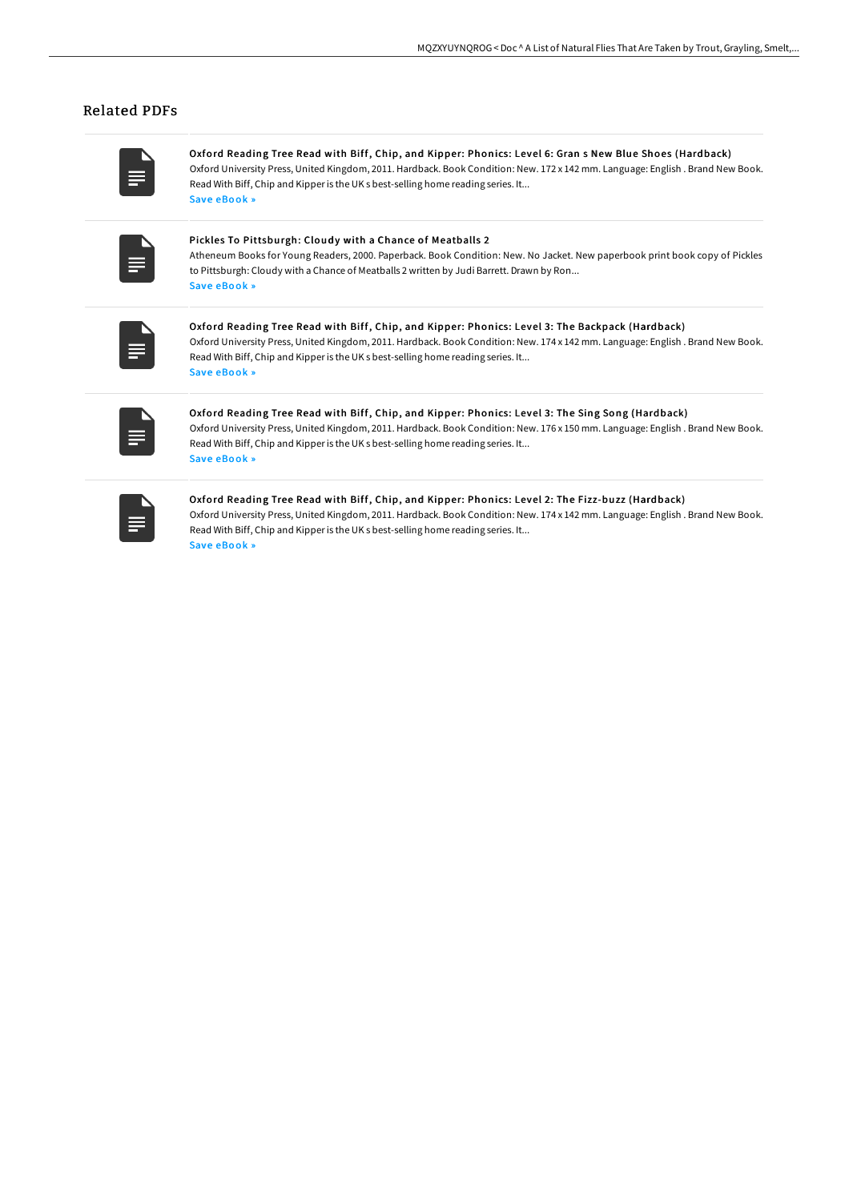## Related PDFs

**Oxford Reading Tree Read with Biff, Chip, and Kipper: Phonics: Level 6: Gran s New Blue Shoes (Hardback)**
Oxford University Press, United Kingdom, 2011. Hardback. Book Condition: New. 172 x 142 mm. Language: English . Brand New Book. Read With Biff, Chip and Kipper is the UK s best-selling home reading series. It...
Save eBook »

**Pickles To Pittsburgh: Cloudy with a Chance of Meatballs 2**
Atheneum Books for Young Readers, 2000. Paperback. Book Condition: New. No Jacket. New paperbook print book copy of Pickles to Pittsburgh: Cloudy with a Chance of Meatballs 2 written by Judi Barrett. Drawn by Ron...
Save eBook »

**Oxford Reading Tree Read with Biff, Chip, and Kipper: Phonics: Level 3: The Backpack (Hardback)**
Oxford University Press, United Kingdom, 2011. Hardback. Book Condition: New. 174 x 142 mm. Language: English . Brand New Book. Read With Biff, Chip and Kipper is the UK s best-selling home reading series. It...
Save eBook »

**Oxford Reading Tree Read with Biff, Chip, and Kipper: Phonics: Level 3: The Sing Song (Hardback)**
Oxford University Press, United Kingdom, 2011. Hardback. Book Condition: New. 176 x 150 mm. Language: English . Brand New Book. Read With Biff, Chip and Kipper is the UK s best-selling home reading series. It...
Save eBook »

**Oxford Reading Tree Read with Biff, Chip, and Kipper: Phonics: Level 2: The Fizz-buzz (Hardback)**
Oxford University Press, United Kingdom, 2011. Hardback. Book Condition: New. 174 x 142 mm. Language: English . Brand New Book. Read With Biff, Chip and Kipper is the UK s best-selling home reading series. It...
Save eBook »